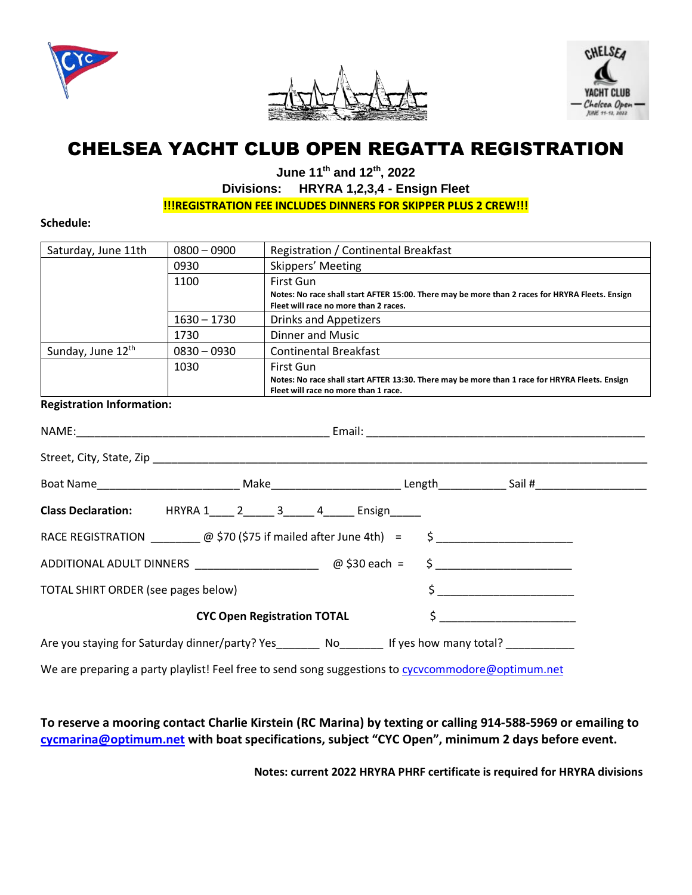# CHELSEA YACHT CLUB OPEN REGATTA REGISTRATION

**June 11th and 12th, 2022**

**Divisions: HRYRA 1,2,3,4 - Ensign Fleet**

**!!!REGISTRATION FEE INCLUDES DINNERS FOR SKIPPER PLUS 2 CREW!!!**

**Schedule:**

| | | |
|---|---|---|
| Saturday, June 11th | 0800 – 0900 | Registration / Continental Breakfast |
| | 0930 | Skippers' Meeting |
| | 1100 | First Gun<br>**Notes: No race shall start AFTER 15:00. There may be more than 2 races for HRYRA Fleets. Ensign Fleet will race no more than 2 races.** |
| | 1630 – 1730 | Drinks and Appetizers |
| | 1730 | Dinner and Music |
| Sunday, June 12th | 0830 – 0930 | Continental Breakfast |
| | 1030 | First Gun<br>**Notes: No race shall start AFTER 13:30. There may be more than 1 race for HRYRA Fleets. Ensign Fleet will race no more than 1 race.** |

**Registration Information:**

NAME:__________________________________________ Email: ______________________________________________

Street, City, State, Zip ________________________________________________________________________________

Boat Name________________________ Make______________________ Length___________ Sail #___________________

**Class Declaration:** HRYRA 1____ 2_____ 3_____ 4_____ Ensign_____

RACE REGISTRATION ________ @ $70 ($75 if mailed after June 4th) = $ ______________________

ADDITIONAL ADULT DINNERS ____________________ @ $30 each = $ ______________________

TOTAL SHIRT ORDER (see pages below) $ ______________________

**CYC Open Registration TOTAL** $ ______________________

Are you staying for Saturday dinner/party? Yes_______ No_______ If yes how many total? ___________

We are preparing a party playlist! Feel free to send song suggestions to cycvcommodore@optimum.net

**To reserve a mooring contact Charlie Kirstein (RC Marina) by texting or calling 914-588-5969 or emailing to cycmarina@optimum.net with boat specifications, subject "CYC Open", minimum 2 days before event.**

**Notes: current 2022 HRYRA PHRF certificate is required for HRYRA divisions**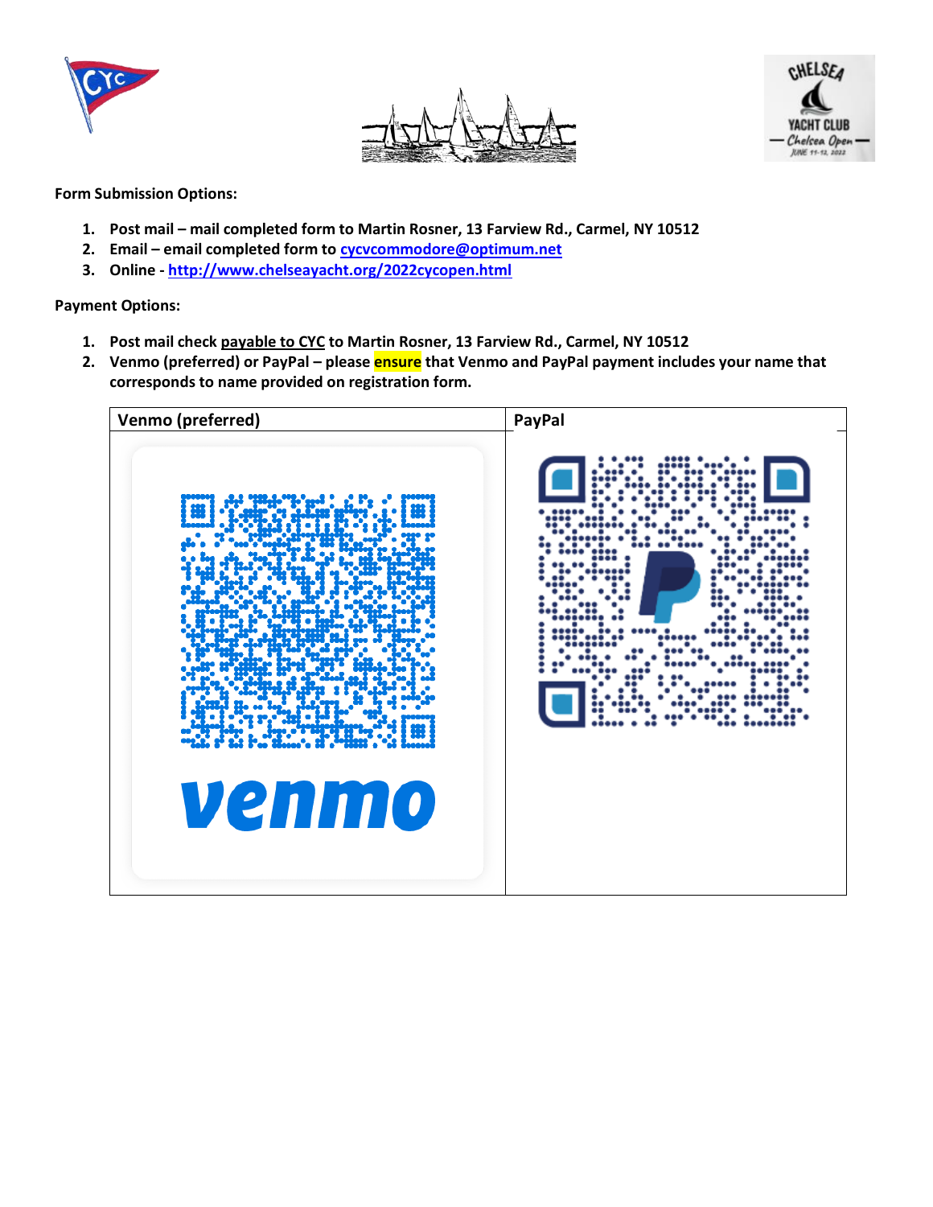**Form Submission Options:**

1. **Post mail – mail completed form to Martin Rosner, 13 Farview Rd., Carmel, NY 10512**
2. **Email – email completed form to [cycvcommodore@optimum.net](mailto:cycvcommodore@optimum.net)**
3. **Online - [http://www.chelseayacht.org/2022cycopen.html](http://www.chelseayacht.org/2022cycopen.html)**

**Payment Options:**

1. **Post mail check payable to CYC to Martin Rosner, 13 Farview Rd., Carmel, NY 10512**
2. **Venmo (preferred) or PayPal – please ensure that Venmo and PayPal payment includes your name that corresponds to name provided on registration form.**

| Venmo (preferred) | PayPal |
| --- | --- |
| venmo | |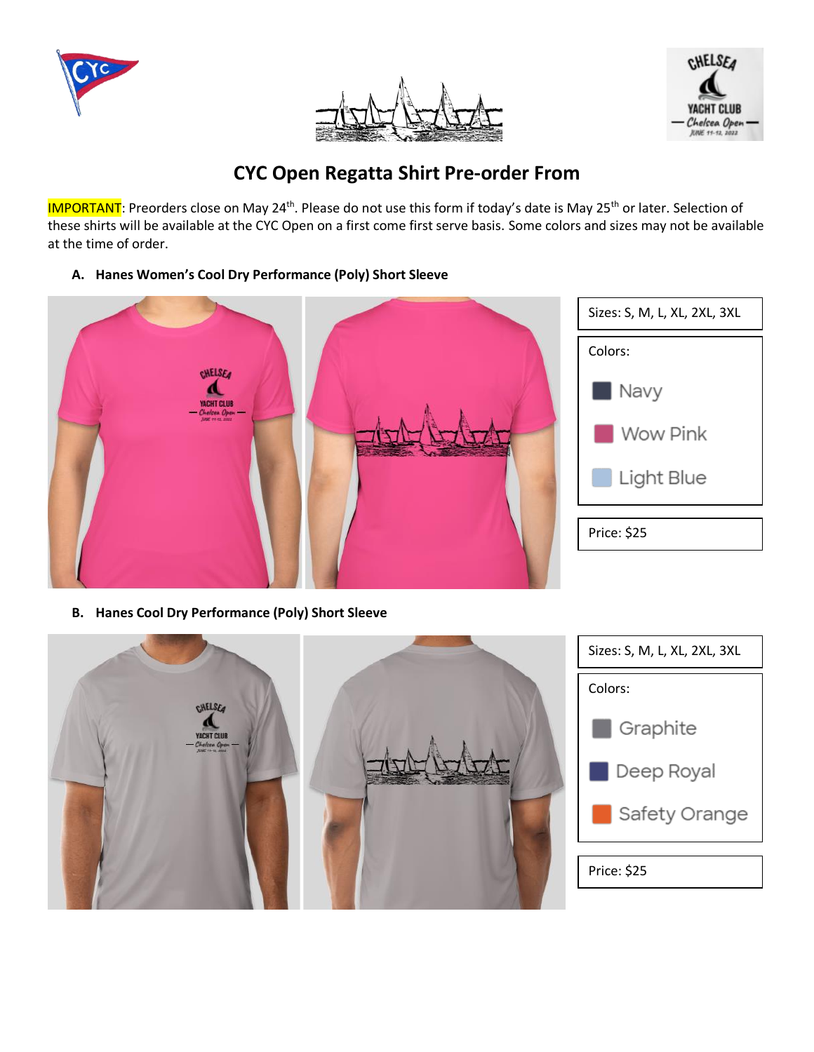# CYC Open Regatta Shirt Pre-order From

IMPORTANT: Preorders close on May 24th. Please do not use this form if today's date is May 25th or later. Selection of these shirts will be available at the CYC Open on a first come first serve basis. Some colors and sizes may not be available at the time of order.

**A. Hanes Women's Cool Dry Performance (Poly) Short Sleeve**

Sizes: S, M, L, XL, 2XL, 3XL

Colors:

- Navy
- Wow Pink
- Light Blue

Price: $25

**B. Hanes Cool Dry Performance (Poly) Short Sleeve**

Sizes: S, M, L, XL, 2XL, 3XL

Colors:

- Graphite
- Deep Royal
- Safety Orange

Price: $25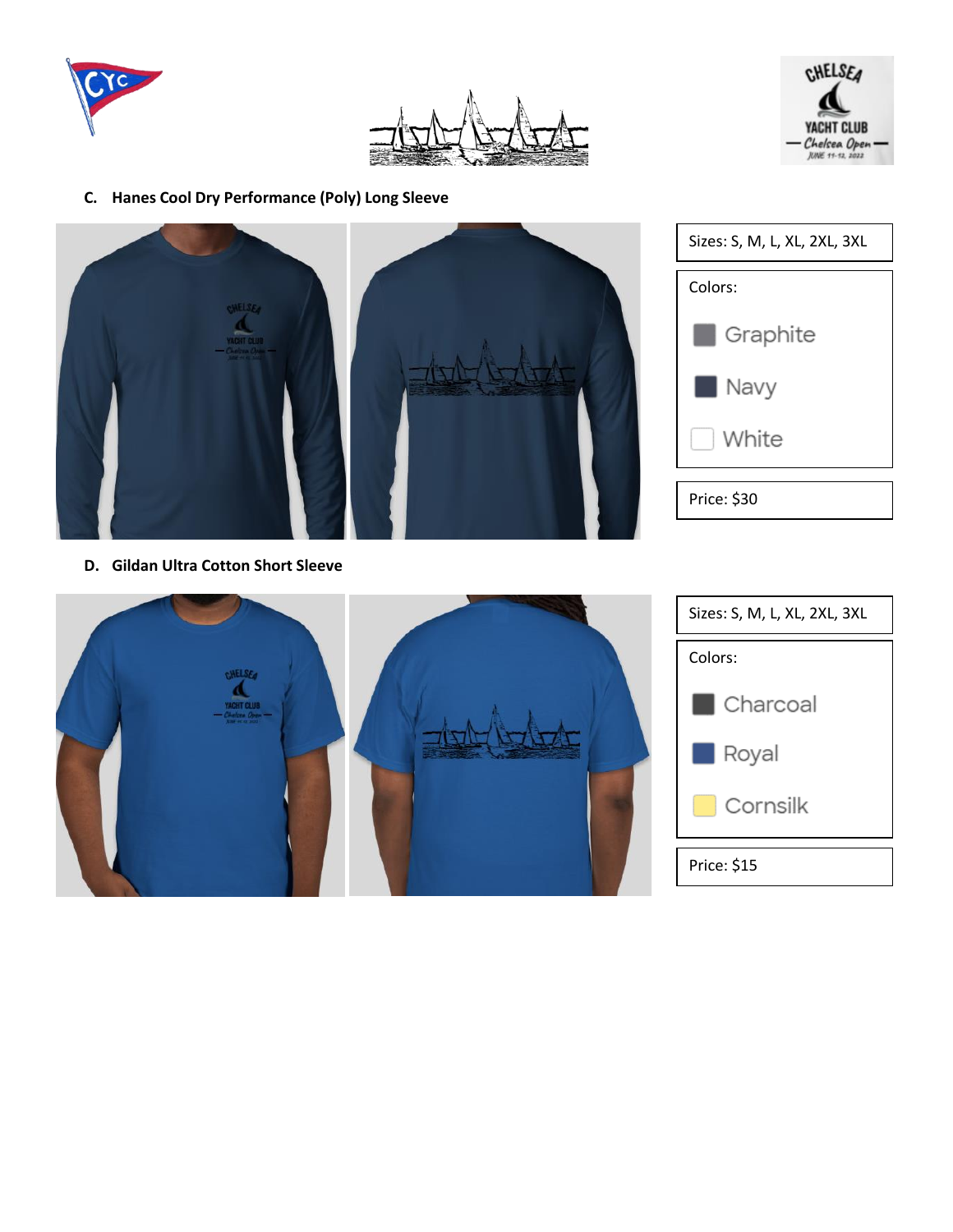## C. Hanes Cool Dry Performance (Poly) Long Sleeve

| Sizes: S, M, L, XL, 2XL, 3XL |
| --- |
| Colors: Graphite, Navy, White |
| Price: $30 |

## D. Gildan Ultra Cotton Short Sleeve

| Sizes: S, M, L, XL, 2XL, 3XL |
| --- |
| Colors: Charcoal, Royal, Cornsilk |
| Price: $15 |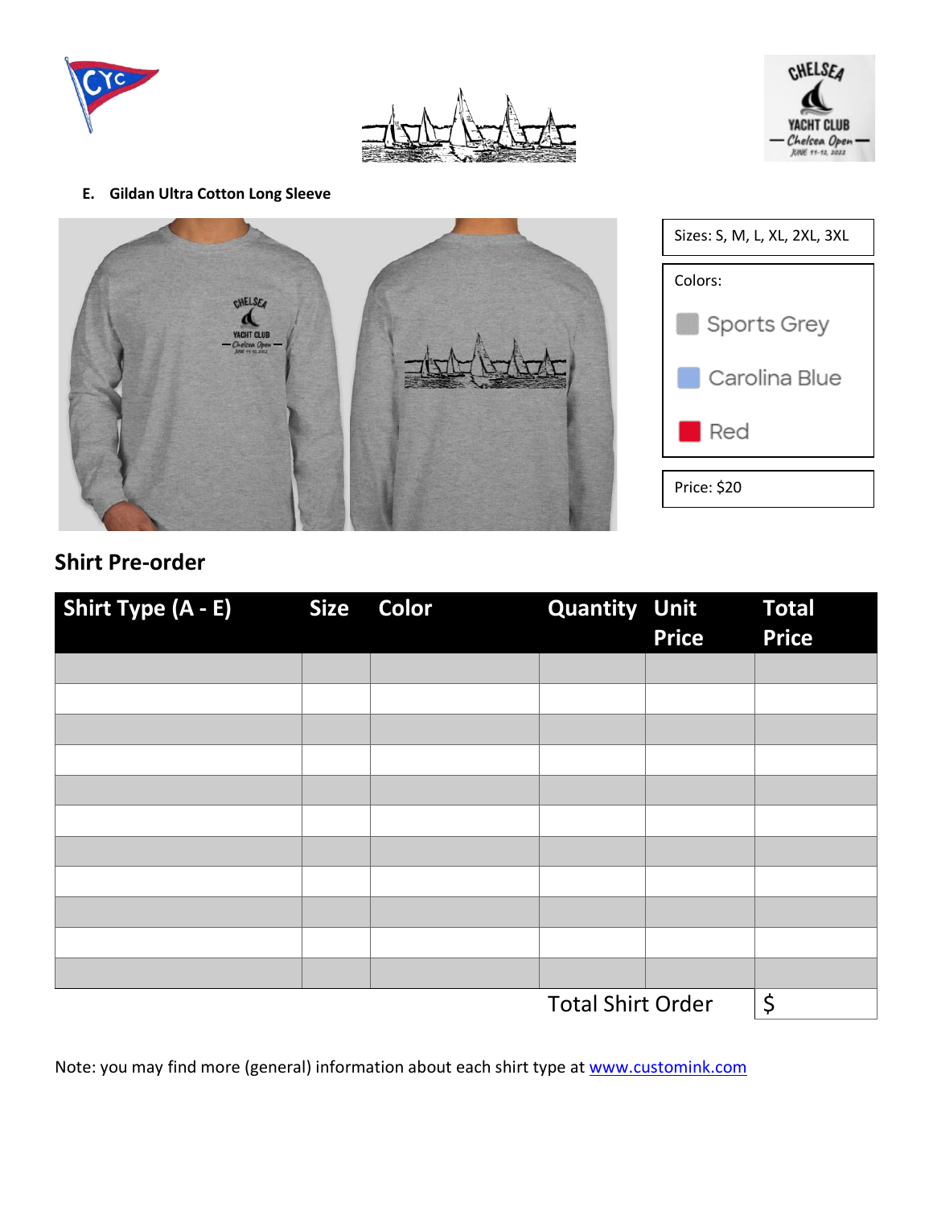**E. Gildan Ultra Cotton Long Sleeve**

| Sizes: S, M, L, XL, 2XL, 3XL |
| --- |
| Colors: Sports Grey, Carolina Blue, Red |
| Price: $20 |

## Shirt Pre-order

| Shirt Type (A - E) | Size | Color | Quantity | Unit Price | Total Price |
| --- | --- | --- | --- | --- | --- |
| | | | | | |
| | | | | | |
| | | | | | |
| | | | | | |
| | | | | | |
| | | | | | |
| | | | | | |
| | | | | | |
| | | | | | |
| | | | | | |
| | | | | | |
| | | | Total Shirt Order | | $ |

Note: you may find more (general) information about each shirt type at [www.customink.com](http://www.customink.com)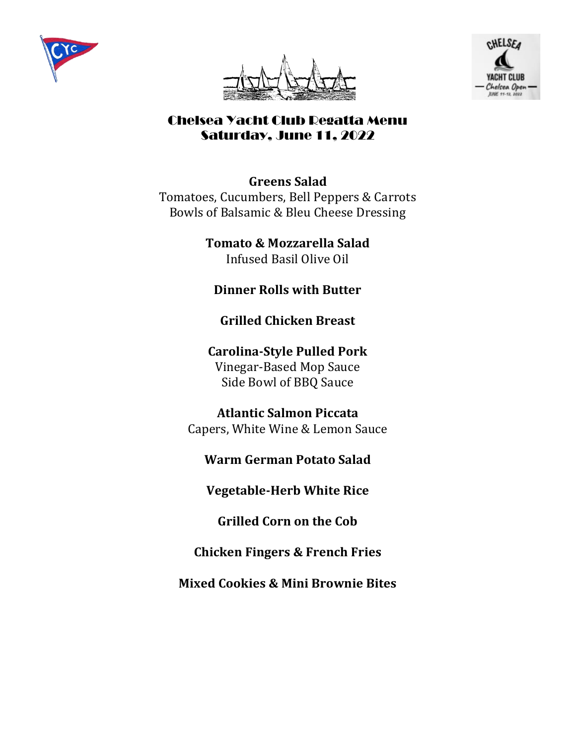# Chelsea Yacht Club Regatta Menu
## Saturday, June 11, 2022

**Greens Salad**
Tomatoes, Cucumbers, Bell Peppers & Carrots
Bowls of Balsamic & Bleu Cheese Dressing

**Tomato & Mozzarella Salad**
Infused Basil Olive Oil

**Dinner Rolls with Butter**

**Grilled Chicken Breast**

**Carolina-Style Pulled Pork**
Vinegar-Based Mop Sauce
Side Bowl of BBQ Sauce

**Atlantic Salmon Piccata**
Capers, White Wine & Lemon Sauce

**Warm German Potato Salad**

**Vegetable-Herb White Rice**

**Grilled Corn on the Cob**

**Chicken Fingers & French Fries**

**Mixed Cookies & Mini Brownie Bites**